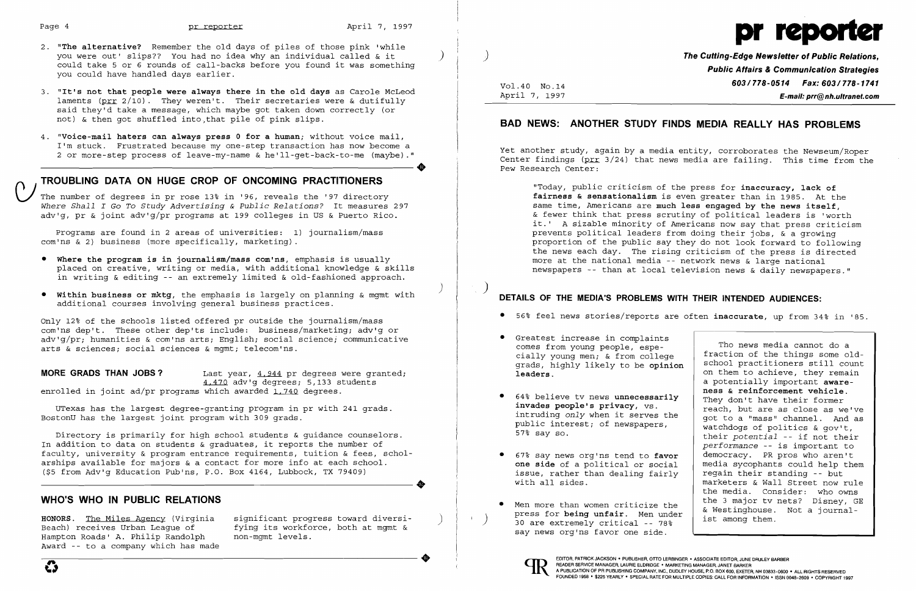2. **"The alternative?** Remember the old days of piles of those pink 'while you were out' slips?? You had no idea why an individual called & it could take 5 or 6 rounds of call-backs before you found it was something you could have handled days earlier.

3. **"It's not that people were always there in the old days** as Carole McLeod laments (prr 2/10). They weren't. Their secretaries were & dutifully said they'd take a message, which maybe got taken down correctly (or not) & then got shuffled into,that pile of pink slips.

4. **"Voice-mail haters can always press 0 for a human;** without voice mail, I'm stuck. Frustrated because my one-step transaction has now become a 2 or more-step process of leave-my-name & he'll-get-back-to-me (maybe)."

## TROUBLING DATA ON HUGE CROP OF ONCOMING PRACTITIONERS

The number of degrees in pr rose 13% in '96, reveals the '97 directory *Where Shall I Go To Study Advertising & Public Relations?* It measures 297 adv'g, pr & joint adv'g/pr programs at 199 colleges in US & Puerto Rico.

Programs are found in 2 areas of universities: 1) journalism/mass com'ns & 2) business (more specifically, marketing).

- **Where the program is in journalism/mass com'ns**, emphasis is usually placed on creative, writing or media, with additional knowledge & skills in writing & editing -- an extremely limited & old-fashioned approach.
- **Within business or mktg**, the emphasis is largely on planning & mgmt with additional courses involving general business practices.

Only 12% of the schools listed offered pr outside the journalism/mass com'ns dep't. These other dep'ts include: business/marketing; adv'g or adv'g/pr; humanities & com'ns arts; English; social science; communicative arts & sciences; social sciences & mgmt; telecom'ns.

**MORE GRADS THAN JOBS?** Last year, 4,944 pr degrees were granted; 4,470 adv'g degrees; 5,133 students enrolled in joint ad/pr programs which awarded 1,740 degrees.

UTexas has the largest degree-granting program in pr with 241 grads. BostonU has the largest joint program with 309 grads.

Directory is primarily for high school students & guidance counselors. In addition to data on students & graduates, it reports the number of faculty, university & program entrance requirements, tuition & fees, scholarships available for majors & a contact for more info at each school. ($5 from Adv'g Education Pub'ns, P.O. Box 4164, Lubbock, TX 79409)

## WHO'S WHO IN PUBLIC RELATIONS

**HONORS.** The Miles Agency (Virginia Beach) receives Urban League of Hampton Roads' A. Philip Randolph Award -- to a company which has made significant progress toward diversifying its workforce, both at mgmt & non-mgmt levels.

# pr reporter

**The Cutting-Edge Newsletter of Public Relations, Public Affairs & Communication Strategies**
**603/778-0514 Fax: 603/778-1741**
**E-mail: prr@nh.ultranet.com**

Vol.40 No.14
April 7, 1997

## BAD NEWS: ANOTHER STUDY FINDS MEDIA REALLY HAS PROBLEMS

Yet another study, again by a media entity, corroborates the Newseum/Roper Center findings (prr 3/24) that news media are failing. This time from the Pew Research Center:

> "Today, public criticism of the press for **inaccuracy, lack of fairness & sensationalism** is even greater than in 1985. At the same time, Americans are **much less engaged by the news itself**, & fewer think that press scrutiny of political leaders is 'worth it.' A sizable minority of Americans now say that press criticism prevents political leaders from doing their jobs, & a growing proportion of the public say they do not look forward to following the news each day. The rising criticism of the press is directed more at the national media -- network news & large national newspapers -- than at local television news & daily newspapers."

### DETAILS OF THE MEDIA'S PROBLEMS WITH THEIR INTENDED AUDIENCES:

- 56% feel news stories/reports are often **inaccurate**, up from 34% in '85.
- Greatest increase in complaints comes from young people, especially young men; & from college grads, highly likely to be **opinion leaders**.
- 64% believe tv news **unnecessarily invades people's privacy**, vs. intruding *only* when it serves the public interest; of newspapers, 57% say so.
- 67% say news org'ns tend to **favor one side** of a political or social issue, rather than dealing fairly with all sides.
- Men more than women criticize the press for **being unfair**. Men under 30 are extremely critical -- 78% say news org'ns favor one side.

> Tho news media cannot do a fraction of the things some old-school practitioners still count on them to achieve, they remain a potentially important **awareness & reinforcement vehicle**. They don't have their former reach, but are as close as we've got to a "mass" channel. And as watchdogs of politics & gov't, their *potential* -- if not their *performance* -- is important to democracy. PR pros who aren't media sycophants could help them regain their standing -- but marketers & Wall Street now rule the media. Consider: who owns the 3 major tv nets? Disney, GE & Westinghouse. Not a journalist among them.

EDITOR, PATRICK JACKSON • PUBLISHER, OTTO LERBINGER • ASSOCIATE EDITOR, JUNE DRULEY BARBER
READER SERVICE MANAGER, LAURIE ELDRIDGE • MARKETING MANAGER, JANET BARKER
A PUBLICATION OF PR PUBLISHING COMPANY, INC., DUDLEY HOUSE, P.O. BOX 600, EXETER, NH 03833-0600 • ALL RIGHTS RESERVED
FOUNDED 1958 • $225 YEARLY • SPECIAL RATE FOR MULTIPLE COPIES: CALL FOR INFORMATION • ISSN 0048-2609 • COPYRIGHT 1997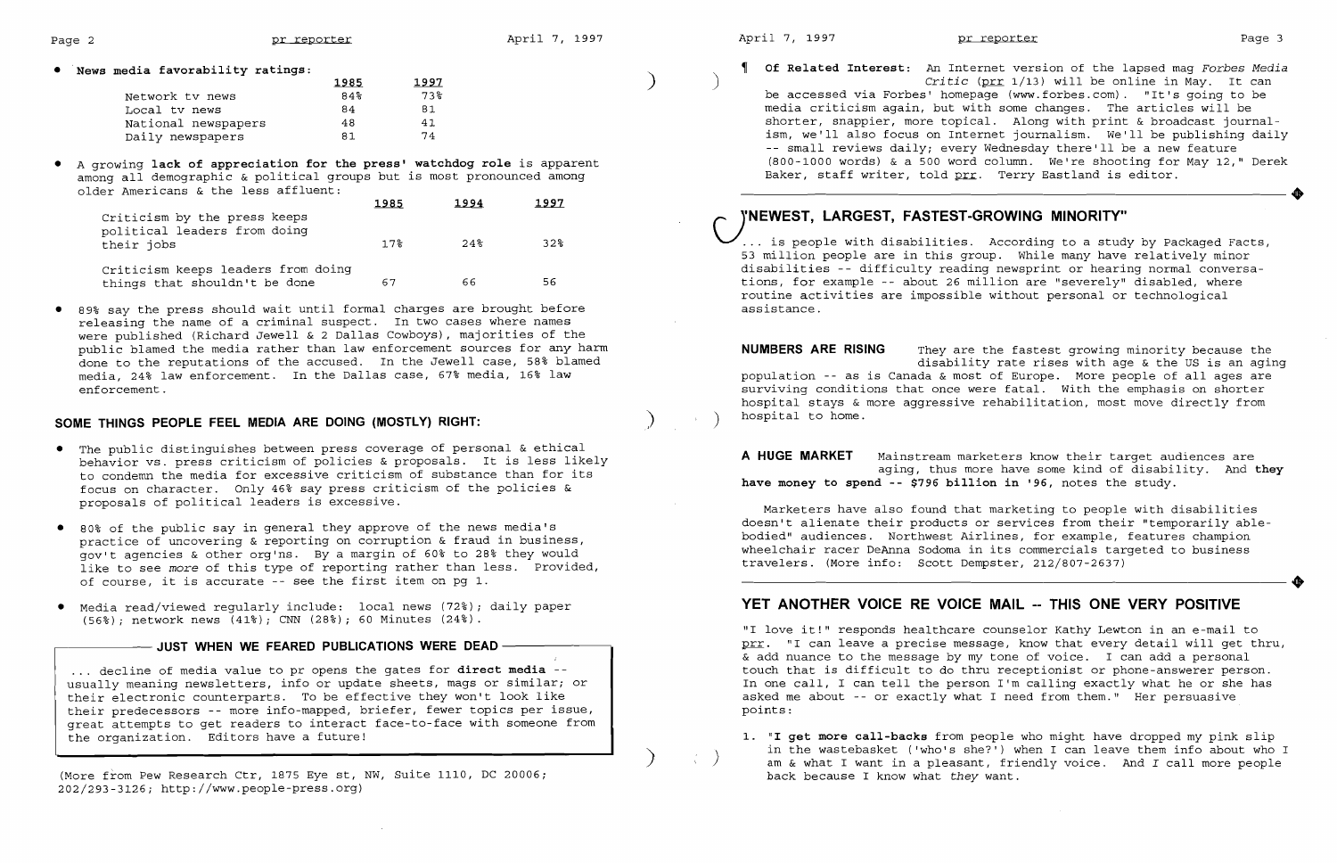- **News media favorability ratings:**

| | 1985 | 1997 |
|---|---|---|
| Network tv news | 84% | 73% |
| Local tv news | 84 | 81 |
| National newspapers | 48 | 41 |
| Daily newspapers | 81 | 74 |

- A growing **lack of appreciation for the press' watchdog role** is apparent among all demographic & political groups but is most pronounced among older Americans & the less affluent:

| | 1985 | 1994 | 1997 |
|---|---|---|---|
| Criticism by the press keeps political leaders from doing their jobs | 17% | 24% | 32% |
| Criticism keeps leaders from doing things that shouldn't be done | 67 | 66 | 56 |

- 89% say the press should wait until formal charges are brought before releasing the name of a criminal suspect. In two cases where names were published (Richard Jewell & 2 Dallas Cowboys), majorities of the public blamed the media rather than law enforcement sources for any harm done to the reputations of the accused. In the Jewell case, 58% blamed media, 24% law enforcement. In the Dallas case, 67% media, 16% law enforcement.

## SOME THINGS PEOPLE FEEL MEDIA ARE DOING (MOSTLY) RIGHT:

- The public distinguishes between press coverage of personal & ethical behavior vs. press criticism of policies & proposals. It is less likely to condemn the media for excessive criticism of substance than for its focus on character. Only 46% say press criticism of the policies & proposals of political leaders is excessive.

- 80% of the public say in general they approve of the news media's practice of uncovering & reporting on corruption & fraud in business, gov't agencies & other org'ns. By a margin of 60% to 28% they would like to see *more* of this type of reporting rather than less. Provided, of course, it is accurate -- see the first item on pg 1.

- Media read/viewed regularly include: local news (72%); daily paper (56%); network news (41%); CNN (28%); 60 Minutes (24%).

### JUST WHEN WE FEARED PUBLICATIONS WERE DEAD

... decline of media value to pr opens the gates for **direct media** -- usually meaning newsletters, info or update sheets, mags or similar; or their electronic counterparts. To be effective they won't look like their predecessors -- more info-mapped, briefer, fewer topics per issue, great attempts to get readers to interact face-to-face with someone from the organization. Editors have a future!

(More from Pew Research Ctr, 1875 Eye st, NW, Suite 1110, DC 20006; 202/293-3126; http://www.people-press.org)

¶ **Of Related Interest:** An Internet version of the lapsed mag *Forbes Media Critic* (prr 1/13) will be online in May. It can be accessed via Forbes' homepage (www.forbes.com). "It's going to be media criticism again, but with some changes. The articles will be shorter, snappier, more topical. Along with print & broadcast journalism, we'll also focus on Internet journalism. We'll be publishing daily -- small reviews daily; every Wednesday there'll be a new feature (800-1000 words) & a 500 word column. We're shooting for May 12," Derek Baker, staff writer, told prr. Terry Eastland is editor.

## "NEWEST, LARGEST, FASTEST-GROWING MINORITY"

... is people with disabilities. According to a study by Packaged Facts, 53 million people are in this group. While many have relatively minor disabilities -- difficulty reading newsprint or hearing normal conversations, for example -- about 26 million are "severely" disabled, where routine activities are impossible without personal or technological assistance.

**NUMBERS ARE RISING** They are the fastest growing minority because the disability rate rises with age & the US is an aging population -- as is Canada & most of Europe. More people of all ages are surviving conditions that once were fatal. With the emphasis on shorter hospital stays & more aggressive rehabilitation, most move directly from hospital to home.

**A HUGE MARKET** Mainstream marketers know their target audiences are aging, thus more have some kind of disability. And **they have money to spend -- $796 billion in '96**, notes the study.

Marketers have also found that marketing to people with disabilities doesn't alienate their products or services from their "temporarily able-bodied" audiences. Northwest Airlines, for example, features champion wheelchair racer DeAnna Sodoma in its commercials targeted to business travelers. (More info: Scott Dempster, 212/807-2637)

## YET ANOTHER VOICE RE VOICE MAIL -- THIS ONE VERY POSITIVE

"I love it!" responds healthcare counselor Kathy Lewton in an e-mail to prr. "I can leave a precise message, know that every detail will get thru, & add nuance to the message by my tone of voice. I can add a personal touch that is difficult to do thru receptionist or phone-answerer person. In one call, I can tell the person I'm calling exactly what he or she has asked me about -- or exactly what I need from them." Her persuasive points:

1. "**I get more call-backs** from people who might have dropped my pink slip in the wastebasket ('who's she?') when I can leave them info about who I am & what I want in a pleasant, friendly voice. And *I* call more people back because I know what *they* want.